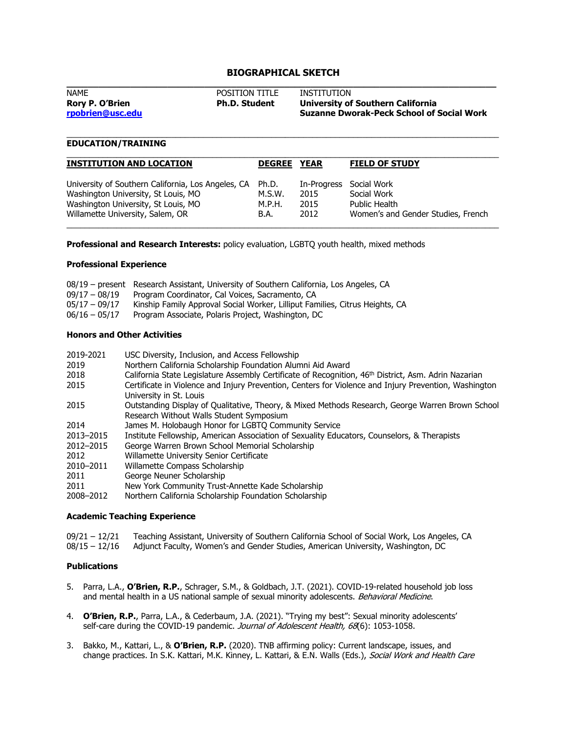# BIOGRAPHICAL SKETCH

| NAME | POSITION TITLE | INSTITUTION |
|---|---|---|
| **Rory P. O'Brien** | **Ph.D. Student** | **University of Southern California** |
| rpobrien@usc.edu | | **Suzanne Dworak-Peck School of Social Work** |

## EDUCATION/TRAINING

| INSTITUTION AND LOCATION | DEGREE | YEAR | FIELD OF STUDY |
|---|---|---|---|
| University of Southern California, Los Angeles, CA | Ph.D. | In-Progress | Social Work |
| Washington University, St Louis, MO | M.S.W. | 2015 | Social Work |
| Washington University, St Louis, MO | M.P.H. | 2015 | Public Health |
| Willamette University, Salem, OR | B.A. | 2012 | Women's and Gender Studies, French |

**Professional and Research Interests:** policy evaluation, LGBTQ youth health, mixed methods

### Professional Experience

- 08/19 – present Research Assistant, University of Southern California, Los Angeles, CA
- 09/17 – 08/19 Program Coordinator, Cal Voices, Sacramento, CA
- 05/17 – 09/17 Kinship Family Approval Social Worker, Lilliput Families, Citrus Heights, CA
- 06/16 – 05/17 Program Associate, Polaris Project, Washington, DC

### Honors and Other Activities

- 2019-2021 USC Diversity, Inclusion, and Access Fellowship
- 2019 Northern California Scholarship Foundation Alumni Aid Award
- 2018 California State Legislature Assembly Certificate of Recognition, 46th District, Asm. Adrin Nazarian
- 2015 Certificate in Violence and Injury Prevention, Centers for Violence and Injury Prevention, Washington University in St. Louis
- 2015 Outstanding Display of Qualitative, Theory, & Mixed Methods Research, George Warren Brown School Research Without Walls Student Symposium
- 2014 James M. Holobaugh Honor for LGBTQ Community Service
- 2013–2015 Institute Fellowship, American Association of Sexuality Educators, Counselors, & Therapists
- 2012–2015 George Warren Brown School Memorial Scholarship
- 2012 Willamette University Senior Certificate
- 2010–2011 Willamette Compass Scholarship
- 2011 George Neuner Scholarship
- 2011 New York Community Trust-Annette Kade Scholarship
- 2008–2012 Northern California Scholarship Foundation Scholarship

### Academic Teaching Experience

- 09/21 – 12/21 Teaching Assistant, University of Southern California School of Social Work, Los Angeles, CA
- 08/15 – 12/16 Adjunct Faculty, Women's and Gender Studies, American University, Washington, DC

### Publications

5. Parra, L.A., **O'Brien, R.P.**, Schrager, S.M., & Goldbach, J.T. (2021). COVID-19-related household job loss and mental health in a US national sample of sexual minority adolescents. *Behavioral Medicine*.

4. **O'Brien, R.P.**, Parra, L.A., & Cederbaum, J.A. (2021). "Trying my best": Sexual minority adolescents' self-care during the COVID-19 pandemic. *Journal of Adolescent Health, 68*(6): 1053-1058.

3. Bakko, M., Kattari, L., & **O'Brien, R.P.** (2020). TNB affirming policy: Current landscape, issues, and change practices. In S.K. Kattari, M.K. Kinney, L. Kattari, & E.N. Walls (Eds.), *Social Work and Health Care*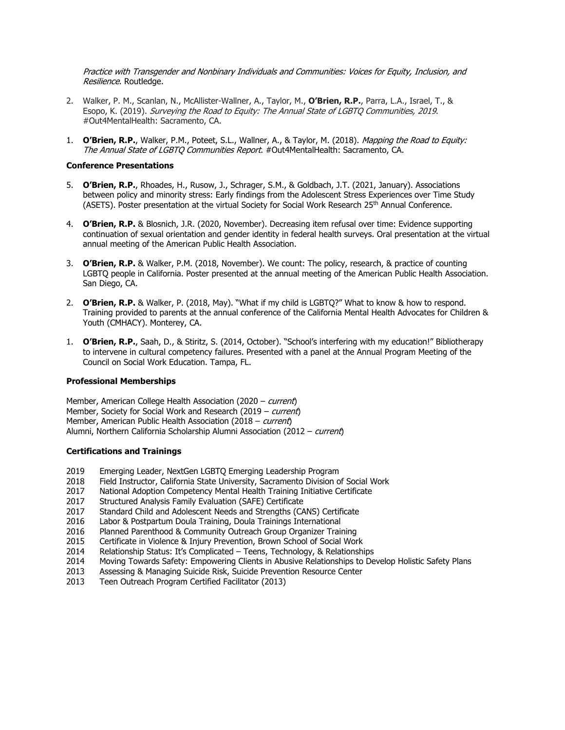*Practice with Transgender and Nonbinary Individuals and Communities: Voices for Equity, Inclusion, and Resilience*. Routledge.

2. Walker, P. M., Scanlan, N., McAllister-Wallner, A., Taylor, M., **O'Brien, R.P.**, Parra, L.A., Israel, T., & Esopo, K. (2019). *Surveying the Road to Equity: The Annual State of LGBTQ Communities, 2019*. #Out4MentalHealth: Sacramento, CA.

1. **O'Brien, R.P.**, Walker, P.M., Poteet, S.L., Wallner, A., & Taylor, M. (2018). *Mapping the Road to Equity: The Annual State of LGBTQ Communities Report*. #Out4MentalHealth: Sacramento, CA.

**Conference Presentations**

5. **O'Brien, R.P.**, Rhoades, H., Rusow, J., Schrager, S.M., & Goldbach, J.T. (2021, January). Associations between policy and minority stress: Early findings from the Adolescent Stress Experiences over Time Study (ASETS). Poster presentation at the virtual Society for Social Work Research 25th Annual Conference.

4. **O'Brien, R.P.** & Blosnich, J.R. (2020, November). Decreasing item refusal over time: Evidence supporting continuation of sexual orientation and gender identity in federal health surveys. Oral presentation at the virtual annual meeting of the American Public Health Association.

3. **O'Brien, R.P.** & Walker, P.M. (2018, November). We count: The policy, research, & practice of counting LGBTQ people in California. Poster presented at the annual meeting of the American Public Health Association. San Diego, CA.

2. **O'Brien, R.P.** & Walker, P. (2018, May). "What if my child is LGBTQ?" What to know & how to respond. Training provided to parents at the annual conference of the California Mental Health Advocates for Children & Youth (CMHACY). Monterey, CA.

1. **O'Brien, R.P.**, Saah, D., & Stiritz, S. (2014, October). "School's interfering with my education!" Bibliotherapy to intervene in cultural competency failures. Presented with a panel at the Annual Program Meeting of the Council on Social Work Education. Tampa, FL.

**Professional Memberships**

Member, American College Health Association (2020 – *current*)
Member, Society for Social Work and Research (2019 – *current*)
Member, American Public Health Association (2018 – *current*)
Alumni, Northern California Scholarship Alumni Association (2012 – *current*)

**Certifications and Trainings**

2019 Emerging Leader, NextGen LGBTQ Emerging Leadership Program
2018 Field Instructor, California State University, Sacramento Division of Social Work
2017 National Adoption Competency Mental Health Training Initiative Certificate
2017 Structured Analysis Family Evaluation (SAFE) Certificate
2017 Standard Child and Adolescent Needs and Strengths (CANS) Certificate
2016 Labor & Postpartum Doula Training, Doula Trainings International
2016 Planned Parenthood & Community Outreach Group Organizer Training
2015 Certificate in Violence & Injury Prevention, Brown School of Social Work
2014 Relationship Status: It's Complicated – Teens, Technology, & Relationships
2014 Moving Towards Safety: Empowering Clients in Abusive Relationships to Develop Holistic Safety Plans
2013 Assessing & Managing Suicide Risk, Suicide Prevention Resource Center
2013 Teen Outreach Program Certified Facilitator (2013)